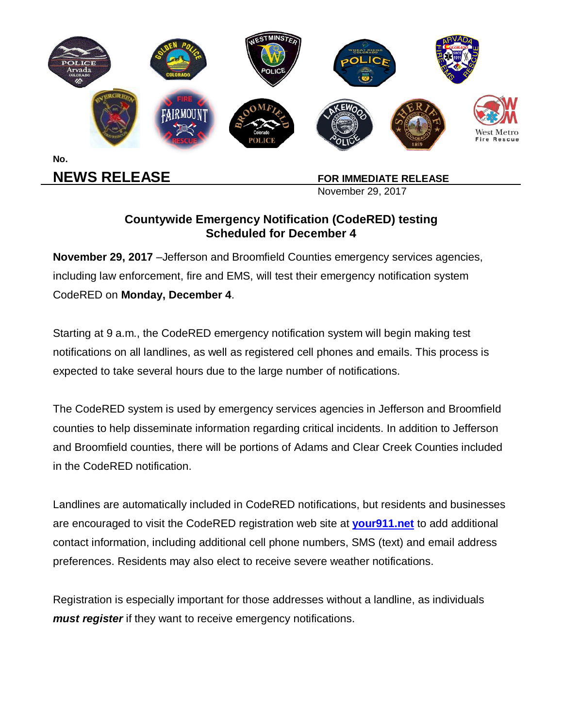No.

# NEWS RELEASE

**FOR IMMEDIATE RELEASE**
November 29, 2017

## Countywide Emergency Notification (CodeRED) testing Scheduled for December 4

**November 29, 2017** –Jefferson and Broomfield Counties emergency services agencies, including law enforcement, fire and EMS, will test their emergency notification system CodeRED on **Monday, December 4**.

Starting at 9 a.m., the CodeRED emergency notification system will begin making test notifications on all landlines, as well as registered cell phones and emails. This process is expected to take several hours due to the large number of notifications.

The CodeRED system is used by emergency services agencies in Jefferson and Broomfield counties to help disseminate information regarding critical incidents. In addition to Jefferson and Broomfield counties, there will be portions of Adams and Clear Creek Counties included in the CodeRED notification.

Landlines are automatically included in CodeRED notifications, but residents and businesses are encouraged to visit the CodeRED registration web site at **your911.net** to add additional contact information, including additional cell phone numbers, SMS (text) and email address preferences. Residents may also elect to receive severe weather notifications.

Registration is especially important for those addresses without a landline, as individuals ***must register*** if they want to receive emergency notifications.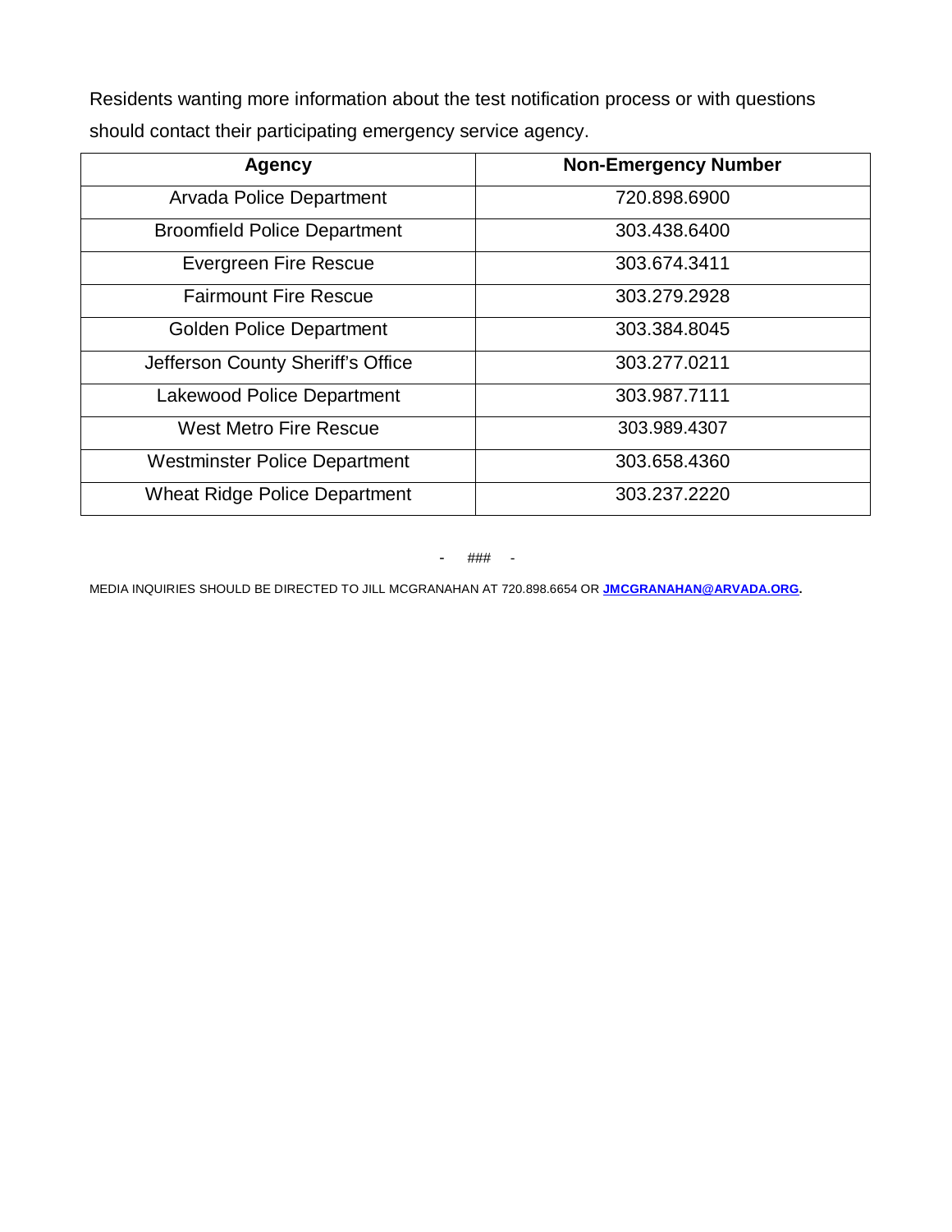Residents wanting more information about the test notification process or with questions should contact their participating emergency service agency.

| Agency | Non-Emergency Number |
| --- | --- |
| Arvada Police Department | 720.898.6900 |
| Broomfield Police Department | 303.438.6400 |
| Evergreen Fire Rescue | 303.674.3411 |
| Fairmount Fire Rescue | 303.279.2928 |
| Golden Police Department | 303.384.8045 |
| Jefferson County Sheriff's Office | 303.277.0211 |
| Lakewood Police Department | 303.987.7111 |
| West Metro Fire Rescue | 303.989.4307 |
| Westminster Police Department | 303.658.4360 |
| Wheat Ridge Police Department | 303.237.2220 |

- ### -

MEDIA INQUIRIES SHOULD BE DIRECTED TO JILL MCGRANAHAN AT 720.898.6654 OR **JMCGRANAHAN@ARVADA.ORG**.